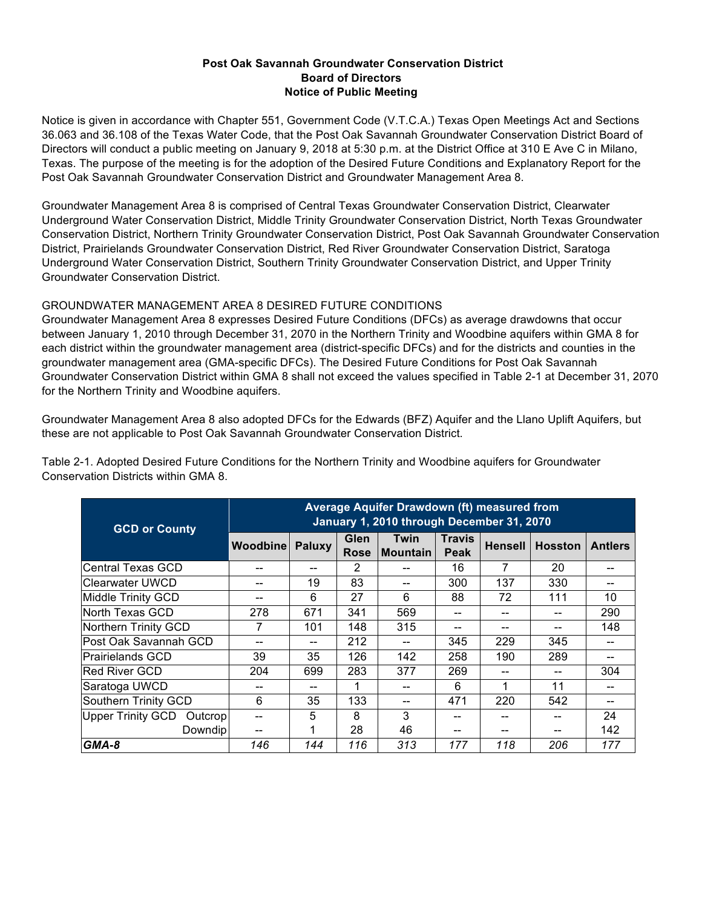**Post Oak Savannah Groundwater Conservation District**
**Board of Directors**
**Notice of Public Meeting**

Notice is given in accordance with Chapter 551, Government Code (V.T.C.A.) Texas Open Meetings Act and Sections 36.063 and 36.108 of the Texas Water Code, that the Post Oak Savannah Groundwater Conservation District Board of Directors will conduct a public meeting on January 9, 2018 at 5:30 p.m. at the District Office at 310 E Ave C in Milano, Texas. The purpose of the meeting is for the adoption of the Desired Future Conditions and Explanatory Report for the Post Oak Savannah Groundwater Conservation District and Groundwater Management Area 8.

Groundwater Management Area 8 is comprised of Central Texas Groundwater Conservation District, Clearwater Underground Water Conservation District, Middle Trinity Groundwater Conservation District, North Texas Groundwater Conservation District, Northern Trinity Groundwater Conservation District, Post Oak Savannah Groundwater Conservation District, Prairielands Groundwater Conservation District, Red River Groundwater Conservation District, Saratoga Underground Water Conservation District, Southern Trinity Groundwater Conservation District, and Upper Trinity Groundwater Conservation District.

GROUNDWATER MANAGEMENT AREA 8 DESIRED FUTURE CONDITIONS

Groundwater Management Area 8 expresses Desired Future Conditions (DFCs) as average drawdowns that occur between January 1, 2010 through December 31, 2070 in the Northern Trinity and Woodbine aquifers within GMA 8 for each district within the groundwater management area (district-specific DFCs) and for the districts and counties in the groundwater management area (GMA-specific DFCs). The Desired Future Conditions for Post Oak Savannah Groundwater Conservation District within GMA 8 shall not exceed the values specified in Table 2-1 at December 31, 2070 for the Northern Trinity and Woodbine aquifers.

Groundwater Management Area 8 also adopted DFCs for the Edwards (BFZ) Aquifer and the Llano Uplift Aquifers, but these are not applicable to Post Oak Savannah Groundwater Conservation District.

Table 2-1. Adopted Desired Future Conditions for the Northern Trinity and Woodbine aquifers for Groundwater Conservation Districts within GMA 8.

| GCD or County | Average Aquifer Drawdown (ft) measured from January 1, 2010 through December 31, 2070 | | | | | | | |
|---|---|---|---|---|---|---|---|---|
| | Woodbine | Paluxy | Glen Rose | Twin Mountain | Travis Peak | Hensell | Hosston | Antlers |
| Central Texas GCD | -- | -- | 2 | -- | 16 | 7 | 20 | -- |
| Clearwater UWCD | -- | 19 | 83 | -- | 300 | 137 | 330 | -- |
| Middle Trinity GCD | -- | 6 | 27 | 6 | 88 | 72 | 111 | 10 |
| North Texas GCD | 278 | 671 | 341 | 569 | -- | -- | -- | 290 |
| Northern Trinity GCD | 7 | 101 | 148 | 315 | -- | -- | -- | 148 |
| Post Oak Savannah GCD | -- | -- | 212 | -- | 345 | 229 | 345 | -- |
| Prairielands GCD | 39 | 35 | 126 | 142 | 258 | 190 | 289 | -- |
| Red River GCD | 204 | 699 | 283 | 377 | 269 | -- | -- | 304 |
| Saratoga UWCD | -- | -- | 1 | -- | 6 | 1 | 11 | -- |
| Southern Trinity GCD | 6 | 35 | 133 | -- | 471 | 220 | 542 | -- |
| Upper Trinity GCD Outcrop | -- | 5 | 8 | 3 | -- | -- | -- | 24 |
| Upper Trinity GCD Downdip | -- | 1 | 28 | 46 | -- | -- | -- | 142 |
| ***GMA-8*** | *146* | *144* | *116* | *313* | *177* | *118* | *206* | *177* |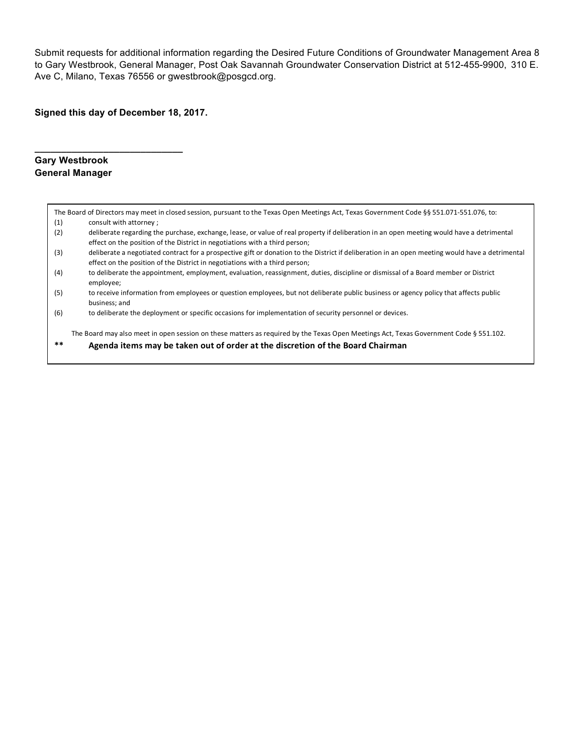Submit requests for additional information regarding the Desired Future Conditions of Groundwater Management Area 8 to Gary Westbrook, General Manager, Post Oak Savannah Groundwater Conservation District at 512-455-9900, 310 E. Ave C, Milano, Texas 76556 or gwestbrook@posgcd.org.

**Signed this day of December 18, 2017.**

\_\_\_\_\_\_\_\_\_\_\_\_\_\_\_\_\_\_\_\_\_\_\_\_\_\_\_\_

**Gary Westbrook**
**General Manager**

The Board of Directors may meet in closed session, pursuant to the Texas Open Meetings Act, Texas Government Code §§ 551.071-551.076, to:

(1) consult with attorney ;

(2) deliberate regarding the purchase, exchange, lease, or value of real property if deliberation in an open meeting would have a detrimental effect on the position of the District in negotiations with a third person;

(3) deliberate a negotiated contract for a prospective gift or donation to the District if deliberation in an open meeting would have a detrimental effect on the position of the District in negotiations with a third person;

(4) to deliberate the appointment, employment, evaluation, reassignment, duties, discipline or dismissal of a Board member or District employee;

(5) to receive information from employees or question employees, but not deliberate public business or agency policy that affects public business; and

(6) to deliberate the deployment or specific occasions for implementation of security personnel or devices.

The Board may also meet in open session on these matters as required by the Texas Open Meetings Act, Texas Government Code § 551.102.

** **Agenda items may be taken out of order at the discretion of the Board Chairman**